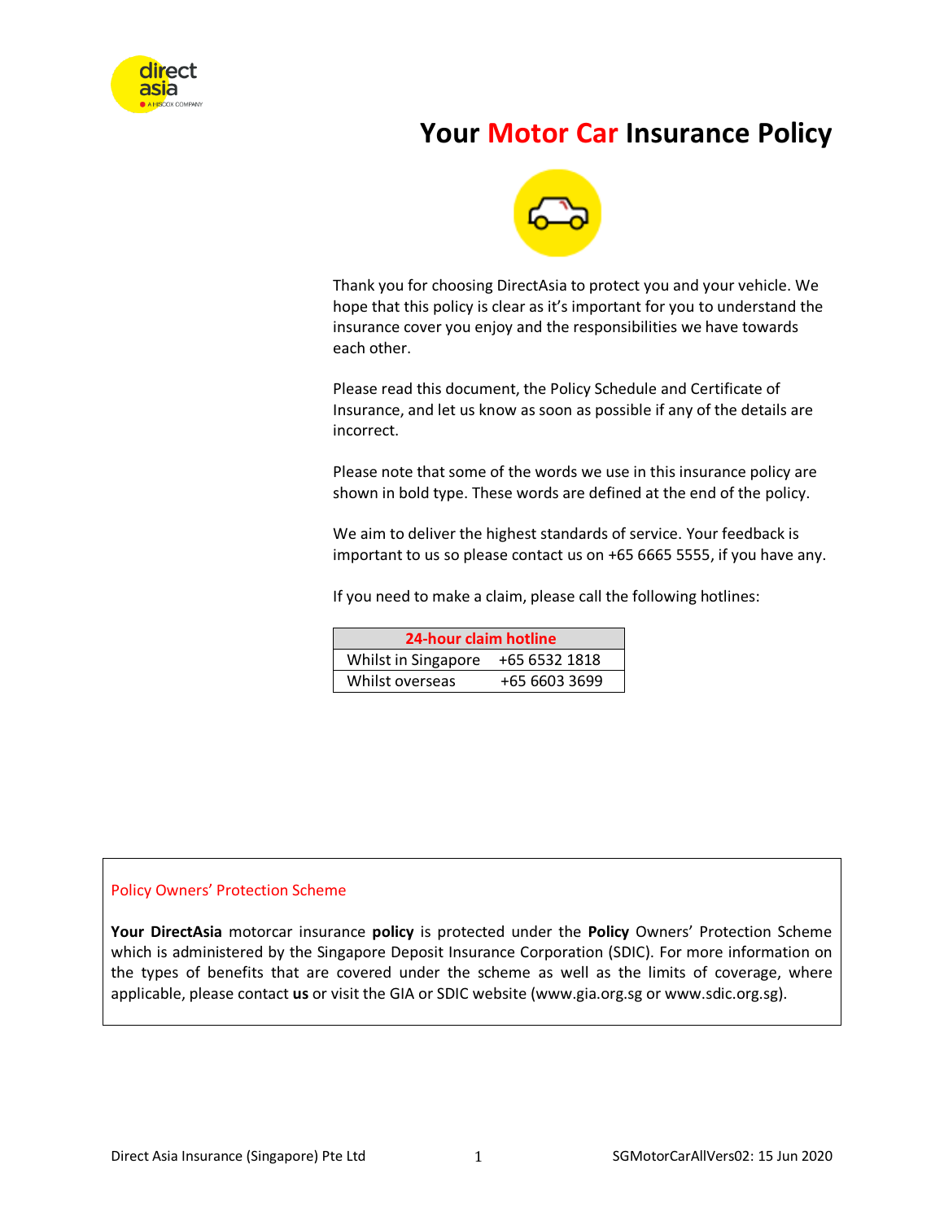# Your Motor Car Insurance Policy

Thank you for choosing DirectAsia to protect you and your vehicle. We hope that this policy is clear as it's important for you to understand the insurance cover you enjoy and the responsibilities we have towards each other.

Please read this document, the Policy Schedule and Certificate of Insurance, and let us know as soon as possible if any of the details are incorrect.

Please note that some of the words we use in this insurance policy are shown in bold type. These words are defined at the end of the policy.

We aim to deliver the highest standards of service. Your feedback is important to us so please contact us on +65 6665 5555, if you have any.

If you need to make a claim, please call the following hotlines:

| 24-hour claim hotline | |
|---|---|
| Whilst in Singapore | +65 6532 1818 |
| Whilst overseas | +65 6603 3699 |

Policy Owners' Protection Scheme

**Your DirectAsia** motorcar insurance **policy** is protected under the **Policy** Owners' Protection Scheme which is administered by the Singapore Deposit Insurance Corporation (SDIC). For more information on the types of benefits that are covered under the scheme as well as the limits of coverage, where applicable, please contact **us** or visit the GIA or SDIC website (www.gia.org.sg or www.sdic.org.sg).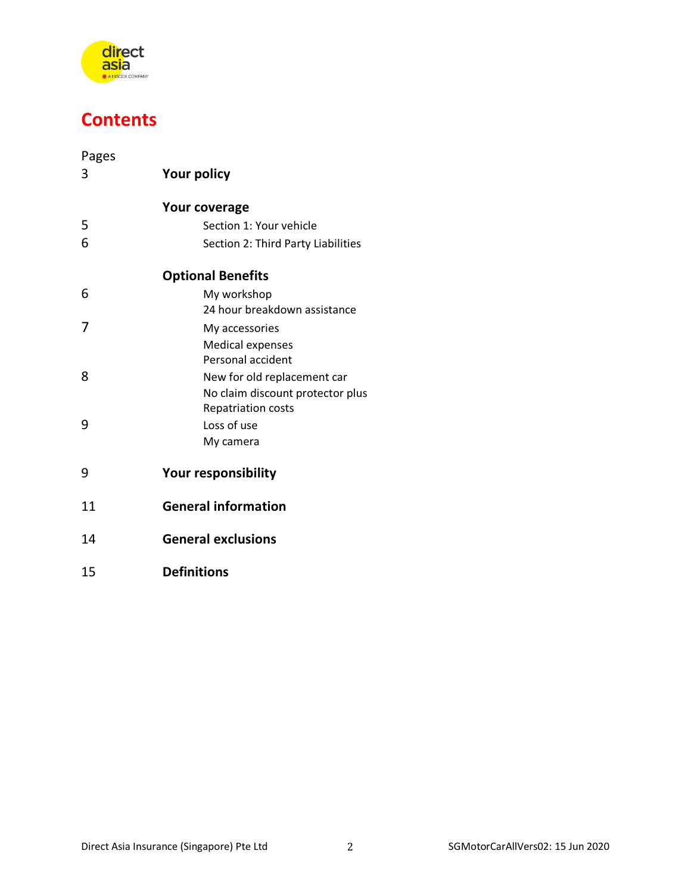# Contents

| Pages | |
|---|---|
| 3 | **Your policy** |
| | **Your coverage** |
| 5 | Section 1: Your vehicle |
| 6 | Section 2: Third Party Liabilities |
| | **Optional Benefits** |
| 6 | My workshop |
| | 24 hour breakdown assistance |
| 7 | My accessories |
| | Medical expenses |
| | Personal accident |
| 8 | New for old replacement car |
| | No claim discount protector plus |
| | Repatriation costs |
| 9 | Loss of use |
| | My camera |
| 9 | **Your responsibility** |
| 11 | **General information** |
| 14 | **General exclusions** |
| 15 | **Definitions** |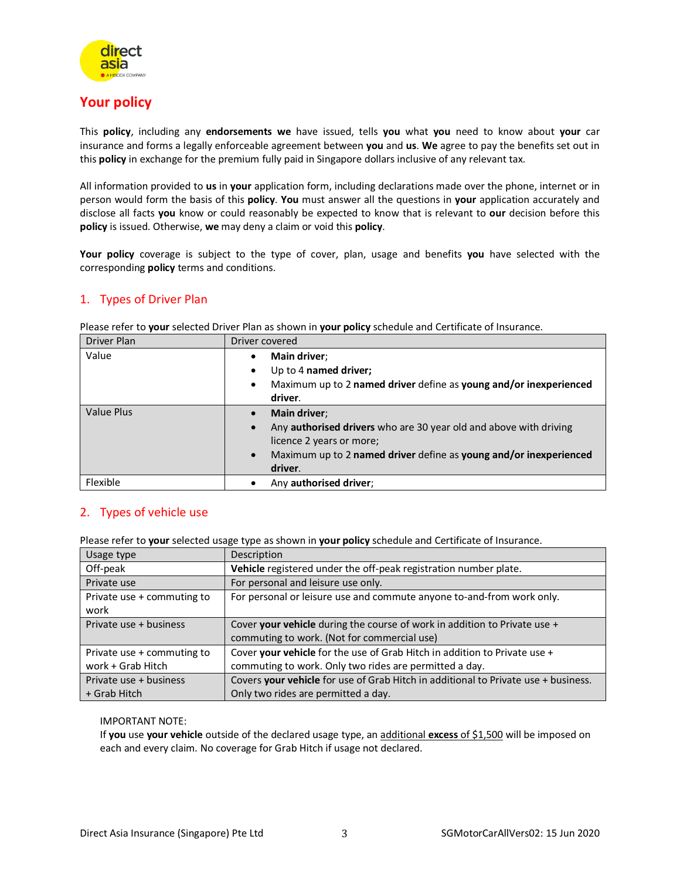# Your policy

This **policy**, including any **endorsements we** have issued, tells **you** what **you** need to know about **your** car insurance and forms a legally enforceable agreement between **you** and **us**. **We** agree to pay the benefits set out in this **policy** in exchange for the premium fully paid in Singapore dollars inclusive of any relevant tax.

All information provided to **us** in **your** application form, including declarations made over the phone, internet or in person would form the basis of this **policy**. **You** must answer all the questions in **your** application accurately and disclose all facts **you** know or could reasonably be expected to know that is relevant to **our** decision before this **policy** is issued. Otherwise, **we** may deny a claim or void this **policy**.

**Your policy** coverage is subject to the type of cover, plan, usage and benefits **you** have selected with the corresponding **policy** terms and conditions.

## 1. Types of Driver Plan

Please refer to **your** selected Driver Plan as shown in **your policy** schedule and Certificate of Insurance.

| Driver Plan | Driver covered |
|---|---|
| Value | • **Main driver**;<br>• Up to 4 **named driver;**<br>• Maximum up to 2 **named driver** define as **young and/or inexperienced driver**. |
| Value Plus | • **Main driver**;<br>• Any **authorised drivers** who are 30 year old and above with driving licence 2 years or more;<br>• Maximum up to 2 **named driver** define as **young and/or inexperienced driver**. |
| Flexible | • Any **authorised driver**; |

## 2. Types of vehicle use

Please refer to **your** selected usage type as shown in **your policy** schedule and Certificate of Insurance.

| Usage type | Description |
|---|---|
| Off-peak | **Vehicle** registered under the off-peak registration number plate. |
| Private use | For personal and leisure use only. |
| Private use + commuting to work | For personal or leisure use and commute anyone to-and-from work only. |
| Private use + business | Cover **your vehicle** during the course of work in addition to Private use + commuting to work. (Not for commercial use) |
| Private use + commuting to work + Grab Hitch | Cover **your vehicle** for the use of Grab Hitch in addition to Private use + commuting to work. Only two rides are permitted a day. |
| Private use + business + Grab Hitch | Covers **your vehicle** for use of Grab Hitch in additional to Private use + business. Only two rides are permitted a day. |

IMPORTANT NOTE:
If **you** use **your vehicle** outside of the declared usage type, an additional **excess** of $1,500 will be imposed on each and every claim. No coverage for Grab Hitch if usage not declared.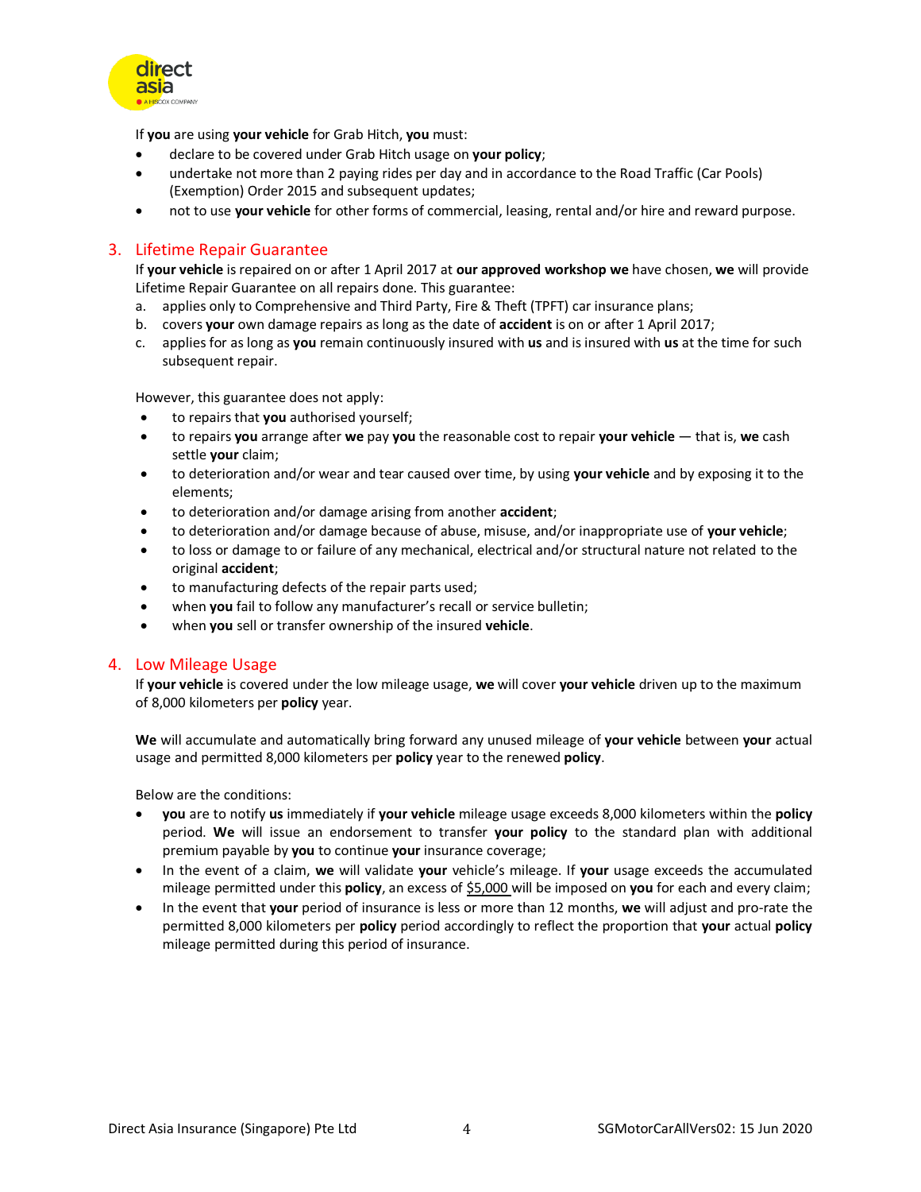If **you** are using **your vehicle** for Grab Hitch, **you** must:

- declare to be covered under Grab Hitch usage on **your policy**;
- undertake not more than 2 paying rides per day and in accordance to the Road Traffic (Car Pools) (Exemption) Order 2015 and subsequent updates;
- not to use **your vehicle** for other forms of commercial, leasing, rental and/or hire and reward purpose.

## 3. Lifetime Repair Guarantee

If **your vehicle** is repaired on or after 1 April 2017 at **our approved workshop we** have chosen, **we** will provide Lifetime Repair Guarantee on all repairs done. This guarantee:

a. applies only to Comprehensive and Third Party, Fire & Theft (TPFT) car insurance plans;
b. covers **your** own damage repairs as long as the date of **accident** is on or after 1 April 2017;
c. applies for as long as **you** remain continuously insured with **us** and is insured with **us** at the time for such subsequent repair.

However, this guarantee does not apply:

- to repairs that **you** authorised yourself;
- to repairs **you** arrange after **we** pay **you** the reasonable cost to repair **your vehicle** — that is, **we** cash settle **your** claim;
- to deterioration and/or wear and tear caused over time, by using **your vehicle** and by exposing it to the elements;
- to deterioration and/or damage arising from another **accident**;
- to deterioration and/or damage because of abuse, misuse, and/or inappropriate use of **your vehicle**;
- to loss or damage to or failure of any mechanical, electrical and/or structural nature not related to the original **accident**;
- to manufacturing defects of the repair parts used;
- when **you** fail to follow any manufacturer's recall or service bulletin;
- when **you** sell or transfer ownership of the insured **vehicle**.

## 4. Low Mileage Usage

If **your vehicle** is covered under the low mileage usage, **we** will cover **your vehicle** driven up to the maximum of 8,000 kilometers per **policy** year.

**We** will accumulate and automatically bring forward any unused mileage of **your vehicle** between **your** actual usage and permitted 8,000 kilometers per **policy** year to the renewed **policy**.

Below are the conditions:

- **you** are to notify **us** immediately if **your vehicle** mileage usage exceeds 8,000 kilometers within the **policy** period. **We** will issue an endorsement to transfer **your policy** to the standard plan with additional premium payable by **you** to continue **your** insurance coverage;
- In the event of a claim, **we** will validate **your** vehicle's mileage. If **your** usage exceeds the accumulated mileage permitted under this **policy**, an excess of $5,000 will be imposed on **you** for each and every claim;
- In the event that **your** period of insurance is less or more than 12 months, **we** will adjust and pro-rate the permitted 8,000 kilometers per **policy** period accordingly to reflect the proportion that **your** actual **policy** mileage permitted during this period of insurance.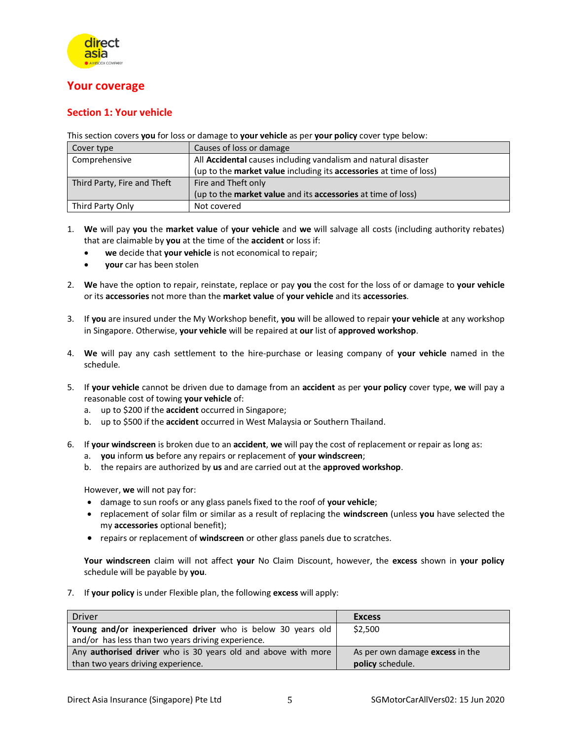# Your coverage

## Section 1: Your vehicle

This section covers **you** for loss or damage to **your vehicle** as per **your policy** cover type below:

| Cover type | Causes of loss or damage |
|---|---|
| Comprehensive | All **Accidental** causes including vandalism and natural disaster (up to the **market value** including its **accessories** at time of loss) |
| Third Party, Fire and Theft | Fire and Theft only (up to the **market value** and its **accessories** at time of loss) |
| Third Party Only | Not covered |

1. **We** will pay **you** the **market value** of **your vehicle** and **we** will salvage all costs (including authority rebates) that are claimable by **you** at the time of the **accident** or loss if:
   - **we** decide that **your vehicle** is not economical to repair;
   - **your** car has been stolen

2. **We** have the option to repair, reinstate, replace or pay **you** the cost for the loss of or damage to **your vehicle** or its **accessories** not more than the **market value** of **your vehicle** and its **accessories**.

3. If **you** are insured under the My Workshop benefit, **you** will be allowed to repair **your vehicle** at any workshop in Singapore. Otherwise, **your vehicle** will be repaired at **our** list of **approved workshop**.

4. **We** will pay any cash settlement to the hire-purchase or leasing company of **your vehicle** named in the schedule.

5. If **your vehicle** cannot be driven due to damage from an **accident** as per **your policy** cover type, **we** will pay a reasonable cost of towing **your vehicle** of:
   a. up to $200 if the **accident** occurred in Singapore;
   b. up to $500 if the **accident** occurred in West Malaysia or Southern Thailand.

6. If **your windscreen** is broken due to an **accident**, **we** will pay the cost of replacement or repair as long as:
   a. **you** inform **us** before any repairs or replacement of **your windscreen**;
   b. the repairs are authorized by **us** and are carried out at the **approved workshop**.

   However, **we** will not pay for:
   - damage to sun roofs or any glass panels fixed to the roof of **your vehicle**;
   - replacement of solar film or similar as a result of replacing the **windscreen** (unless **you** have selected the my **accessories** optional benefit);
   - repairs or replacement of **windscreen** or other glass panels due to scratches.

   **Your windscreen** claim will not affect **your** No Claim Discount, however, the **excess** shown in **your policy** schedule will be payable by **you**.

7. If **your policy** is under Flexible plan, the following **excess** will apply:

| Driver | **Excess** |
|---|---|
| **Young and/or inexperienced driver** who is below 30 years old and/or has less than two years driving experience. | $2,500 |
| Any **authorised driver** who is 30 years old and above with more than two years driving experience. | As per own damage **excess** in the **policy** schedule. |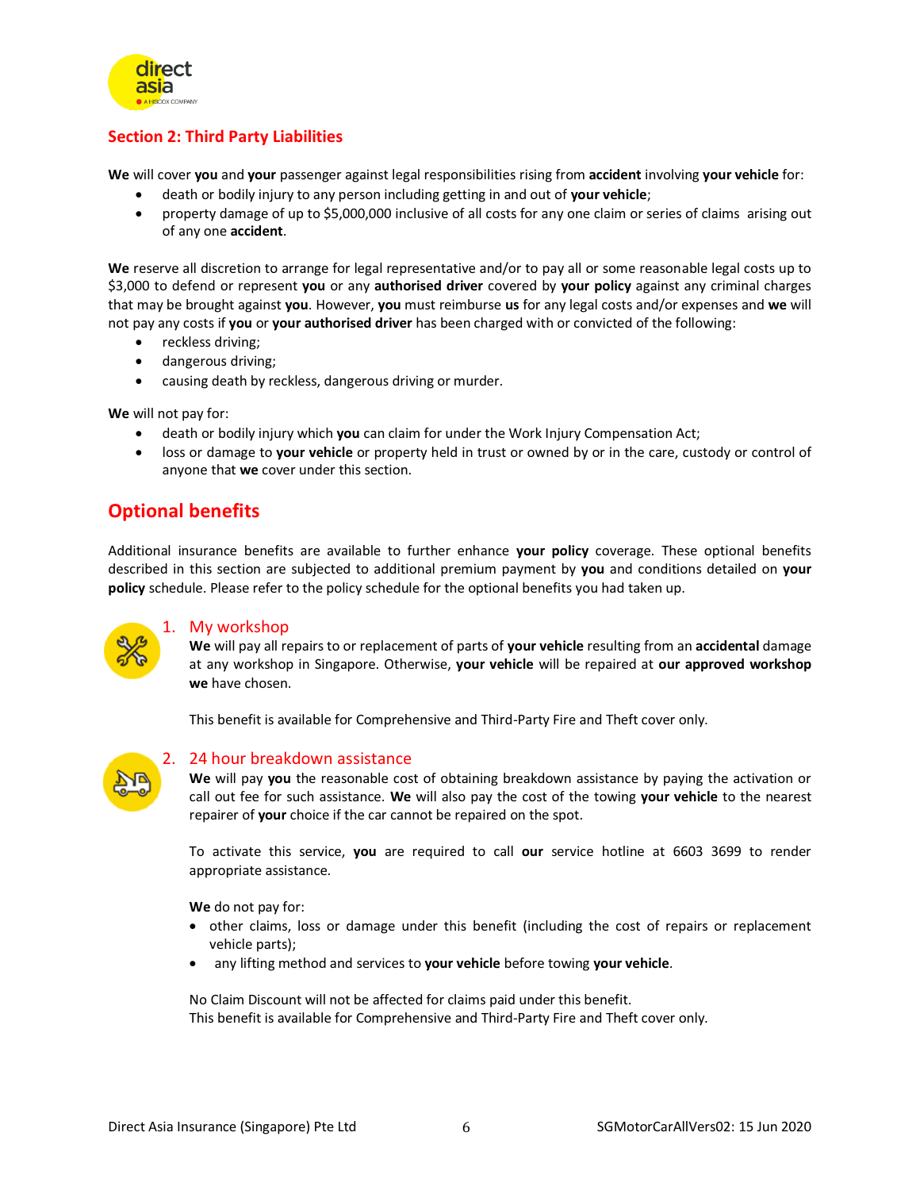## Section 2: Third Party Liabilities

**We** will cover **you** and **your** passenger against legal responsibilities rising from **accident** involving **your vehicle** for:

- death or bodily injury to any person including getting in and out of **your vehicle**;
- property damage of up to $5,000,000 inclusive of all costs for any one claim or series of claims arising out of any one **accident**.

**We** reserve all discretion to arrange for legal representative and/or to pay all or some reasonable legal costs up to $3,000 to defend or represent **you** or any **authorised driver** covered by **your policy** against any criminal charges that may be brought against **you**. However, **you** must reimburse **us** for any legal costs and/or expenses and **we** will not pay any costs if **you** or **your authorised driver** has been charged with or convicted of the following:

- reckless driving;
- dangerous driving;
- causing death by reckless, dangerous driving or murder.

**We** will not pay for:

- death or bodily injury which **you** can claim for under the Work Injury Compensation Act;
- loss or damage to **your vehicle** or property held in trust or owned by or in the care, custody or control of anyone that **we** cover under this section.

# Optional benefits

Additional insurance benefits are available to further enhance **your policy** coverage. These optional benefits described in this section are subjected to additional premium payment by **you** and conditions detailed on **your policy** schedule. Please refer to the policy schedule for the optional benefits you had taken up.

### 1. My workshop

**We** will pay all repairs to or replacement of parts of **your vehicle** resulting from an **accidental** damage at any workshop in Singapore. Otherwise, **your vehicle** will be repaired at **our approved workshop we** have chosen.

This benefit is available for Comprehensive and Third-Party Fire and Theft cover only.

### 2. 24 hour breakdown assistance

**We** will pay **you** the reasonable cost of obtaining breakdown assistance by paying the activation or call out fee for such assistance. **We** will also pay the cost of the towing **your vehicle** to the nearest repairer of **your** choice if the car cannot be repaired on the spot.

To activate this service, **you** are required to call **our** service hotline at 6603 3699 to render appropriate assistance.

**We** do not pay for:

- other claims, loss or damage under this benefit (including the cost of repairs or replacement vehicle parts);
- any lifting method and services to **your vehicle** before towing **your vehicle**.

No Claim Discount will not be affected for claims paid under this benefit.
This benefit is available for Comprehensive and Third-Party Fire and Theft cover only.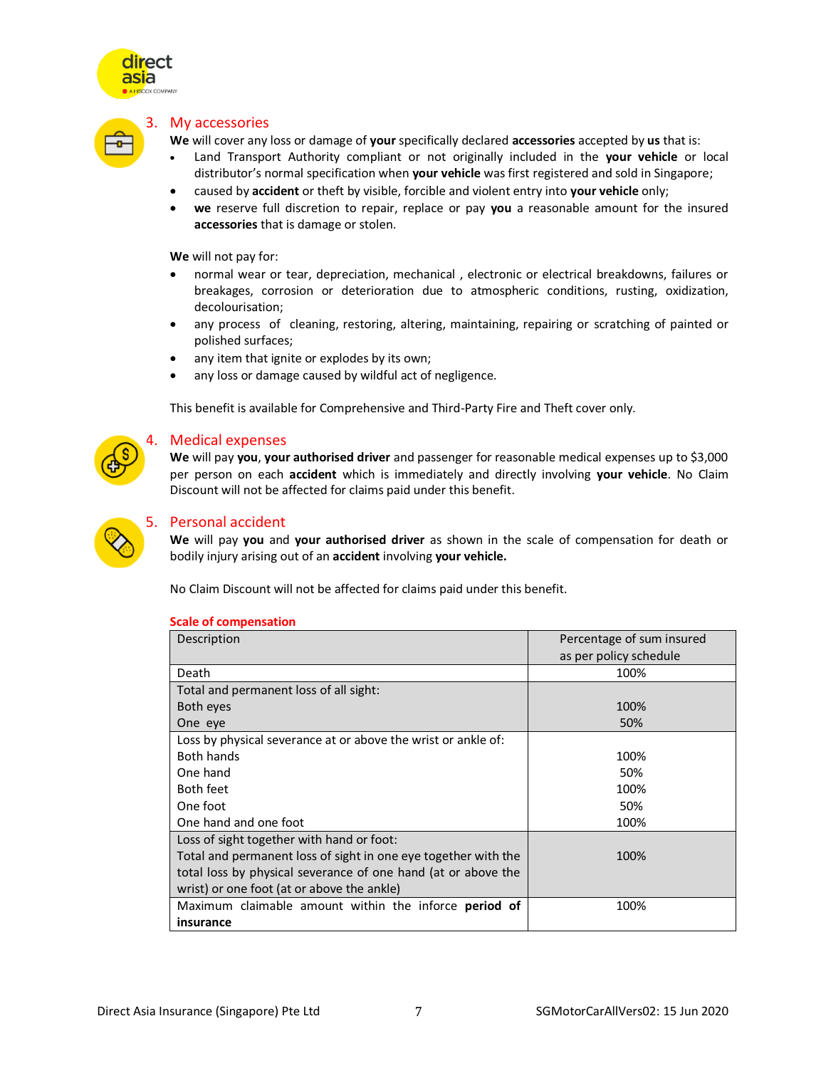## 3. My accessories

**We** will cover any loss or damage of **your** specifically declared **accessories** accepted by **us** that is:

- Land Transport Authority compliant or not originally included in the **your vehicle** or local distributor's normal specification when **your vehicle** was first registered and sold in Singapore;
- caused by **accident** or theft by visible, forcible and violent entry into **your vehicle** only;
- **we** reserve full discretion to repair, replace or pay **you** a reasonable amount for the insured **accessories** that is damage or stolen.

**We** will not pay for:

- normal wear or tear, depreciation, mechanical , electronic or electrical breakdowns, failures or breakages, corrosion or deterioration due to atmospheric conditions, rusting, oxidization, decolourisation;
- any process of cleaning, restoring, altering, maintaining, repairing or scratching of painted or polished surfaces;
- any item that ignite or explodes by its own;
- any loss or damage caused by wildful act of negligence.

This benefit is available for Comprehensive and Third-Party Fire and Theft cover only.

## 4. Medical expenses

**We** will pay **you**, **your authorised driver** and passenger for reasonable medical expenses up to $3,000 per person on each **accident** which is immediately and directly involving **your vehicle**. No Claim Discount will not be affected for claims paid under this benefit.

## 5. Personal accident

**We** will pay **you** and **your authorised driver** as shown in the scale of compensation for death or bodily injury arising out of an **accident** involving **your vehicle.**

No Claim Discount will not be affected for claims paid under this benefit.

**Scale of compensation**

| Description | Percentage of sum insured as per policy schedule |
|---|---|
| Death | 100% |
| Total and permanent loss of all sight: | |
| Both eyes | 100% |
| One eye | 50% |
| Loss by physical severance at or above the wrist or ankle of: | |
| Both hands | 100% |
| One hand | 50% |
| Both feet | 100% |
| One foot | 50% |
| One hand and one foot | 100% |
| Loss of sight together with hand or foot: Total and permanent loss of sight in one eye together with the total loss by physical severance of one hand (at or above the wrist) or one foot (at or above the ankle) | 100% |
| Maximum claimable amount within the inforce **period of insurance** | 100% |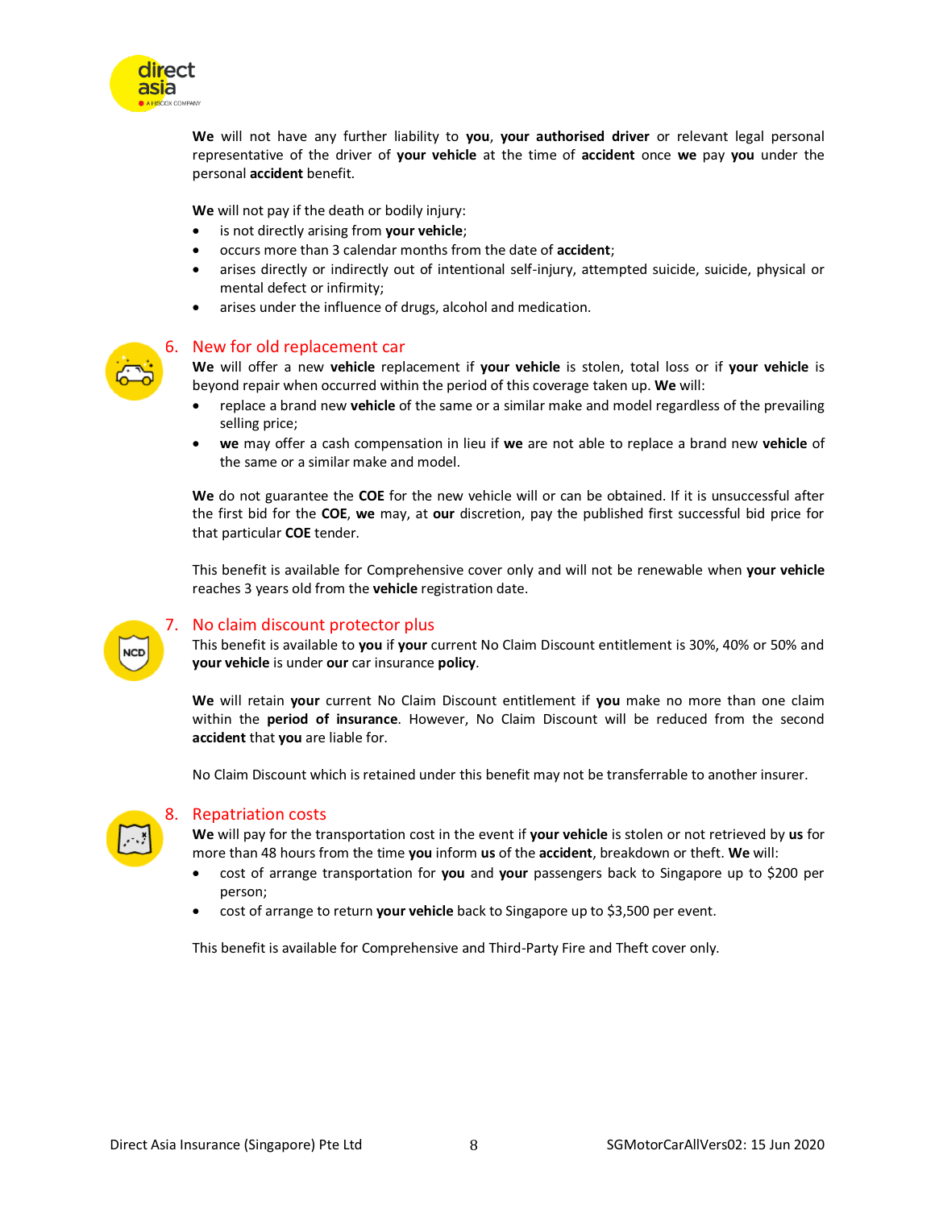**We** will not have any further liability to **you**, **your authorised driver** or relevant legal personal representative of the driver of **your vehicle** at the time of **accident** once **we** pay **you** under the personal **accident** benefit.

**We** will not pay if the death or bodily injury:

- is not directly arising from **your vehicle**;
- occurs more than 3 calendar months from the date of **accident**;
- arises directly or indirectly out of intentional self-injury, attempted suicide, suicide, physical or mental defect or infirmity;
- arises under the influence of drugs, alcohol and medication.

## 6. New for old replacement car

**We** will offer a new **vehicle** replacement if **your vehicle** is stolen, total loss or if **your vehicle** is beyond repair when occurred within the period of this coverage taken up. **We** will:

- replace a brand new **vehicle** of the same or a similar make and model regardless of the prevailing selling price;
- **we** may offer a cash compensation in lieu if **we** are not able to replace a brand new **vehicle** of the same or a similar make and model.

**We** do not guarantee the **COE** for the new vehicle will or can be obtained. If it is unsuccessful after the first bid for the **COE**, **we** may, at **our** discretion, pay the published first successful bid price for that particular **COE** tender.

This benefit is available for Comprehensive cover only and will not be renewable when **your vehicle** reaches 3 years old from the **vehicle** registration date.

## 7. No claim discount protector plus

This benefit is available to **you** if **your** current No Claim Discount entitlement is 30%, 40% or 50% and **your vehicle** is under **our** car insurance **policy**.

**We** will retain **your** current No Claim Discount entitlement if **you** make no more than one claim within the **period of insurance**. However, No Claim Discount will be reduced from the second **accident** that **you** are liable for.

No Claim Discount which is retained under this benefit may not be transferrable to another insurer.

## 8. Repatriation costs

**We** will pay for the transportation cost in the event if **your vehicle** is stolen or not retrieved by **us** for more than 48 hours from the time **you** inform **us** of the **accident**, breakdown or theft. **We** will:

- cost of arrange transportation for **you** and **your** passengers back to Singapore up to $200 per person;
- cost of arrange to return **your vehicle** back to Singapore up to $3,500 per event.

This benefit is available for Comprehensive and Third-Party Fire and Theft cover only.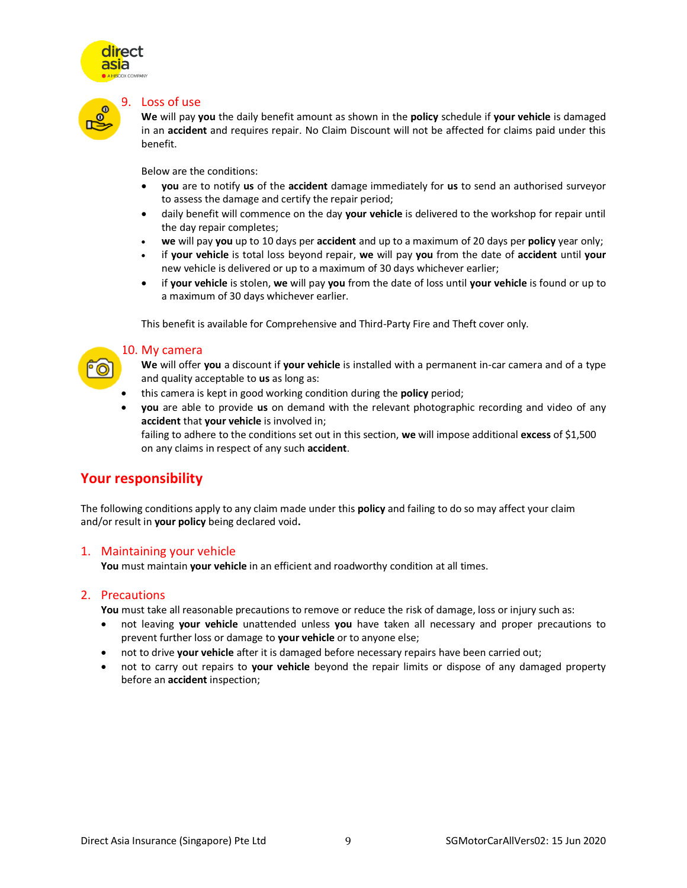### 9. Loss of use

**We** will pay **you** the daily benefit amount as shown in the **policy** schedule if **your vehicle** is damaged in an **accident** and requires repair. No Claim Discount will not be affected for claims paid under this benefit.

Below are the conditions:

- **you** are to notify **us** of the **accident** damage immediately for **us** to send an authorised surveyor to assess the damage and certify the repair period;
- daily benefit will commence on the day **your vehicle** is delivered to the workshop for repair until the day repair completes;
- **we** will pay **you** up to 10 days per **accident** and up to a maximum of 20 days per **policy** year only;
- if **your vehicle** is total loss beyond repair, **we** will pay **you** from the date of **accident** until **your** new vehicle is delivered or up to a maximum of 30 days whichever earlier;
- if **your vehicle** is stolen, **we** will pay **you** from the date of loss until **your vehicle** is found or up to a maximum of 30 days whichever earlier.

This benefit is available for Comprehensive and Third-Party Fire and Theft cover only.

### 10. My camera

**We** will offer **you** a discount if **your vehicle** is installed with a permanent in-car camera and of a type and quality acceptable to **us** as long as:

- this camera is kept in good working condition during the **policy** period;
- **you** are able to provide **us** on demand with the relevant photographic recording and video of any **accident** that **your vehicle** is involved in;
  failing to adhere to the conditions set out in this section, **we** will impose additional **excess** of $1,500 on any claims in respect of any such **accident**.

## Your responsibility

The following conditions apply to any claim made under this **policy** and failing to do so may affect your claim and/or result in **your policy** being declared void**.**

### 1. Maintaining your vehicle

**You** must maintain **your vehicle** in an efficient and roadworthy condition at all times.

### 2. Precautions

**You** must take all reasonable precautions to remove or reduce the risk of damage, loss or injury such as:

- not leaving **your vehicle** unattended unless **you** have taken all necessary and proper precautions to prevent further loss or damage to **your vehicle** or to anyone else;
- not to drive **your vehicle** after it is damaged before necessary repairs have been carried out;
- not to carry out repairs to **your vehicle** beyond the repair limits or dispose of any damaged property before an **accident** inspection;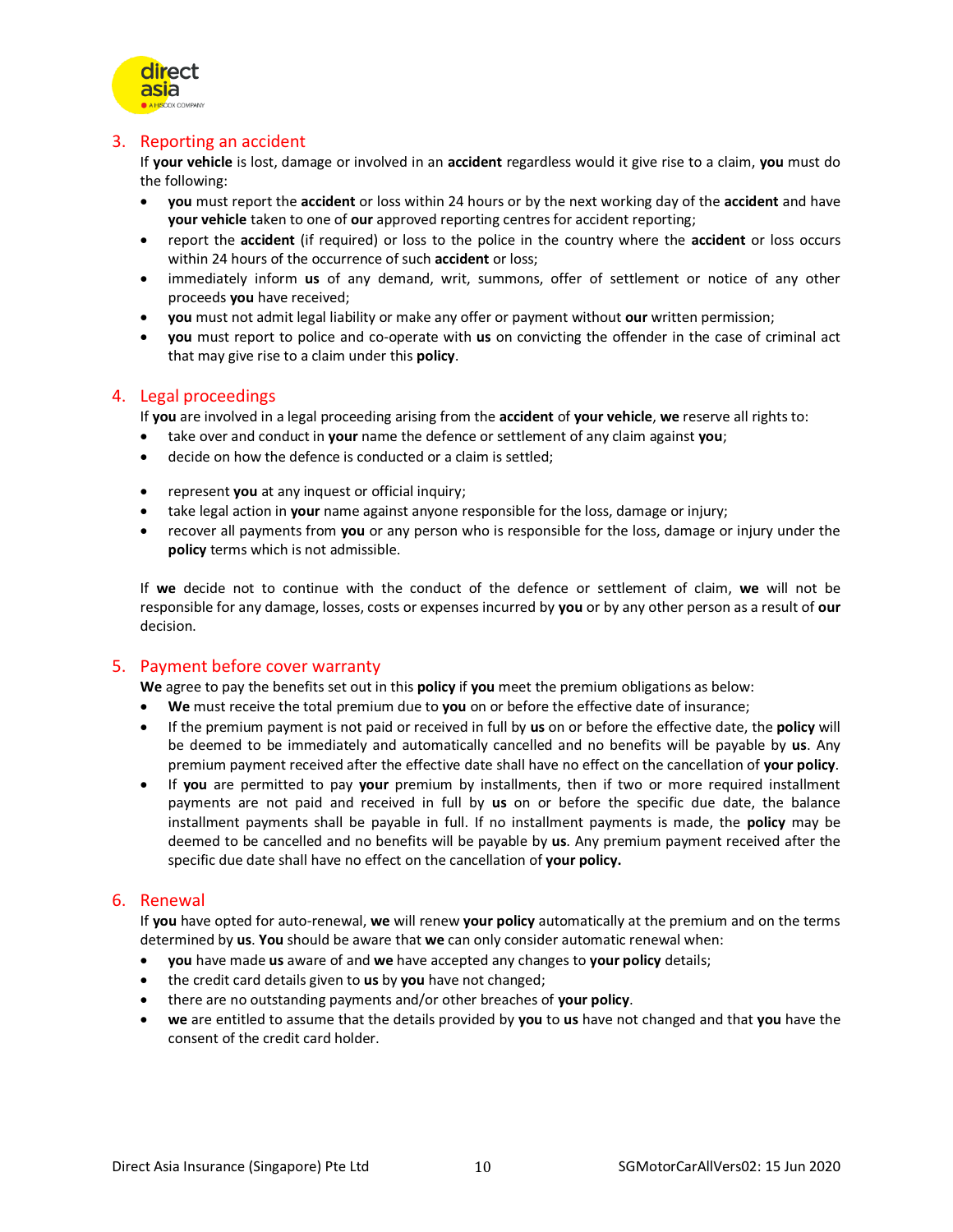## 3. Reporting an accident

If **your vehicle** is lost, damage or involved in an **accident** regardless would it give rise to a claim, **you** must do the following:

- **you** must report the **accident** or loss within 24 hours or by the next working day of the **accident** and have **your vehicle** taken to one of **our** approved reporting centres for accident reporting;
- report the **accident** (if required) or loss to the police in the country where the **accident** or loss occurs within 24 hours of the occurrence of such **accident** or loss;
- immediately inform **us** of any demand, writ, summons, offer of settlement or notice of any other proceeds **you** have received;
- **you** must not admit legal liability or make any offer or payment without **our** written permission;
- **you** must report to police and co-operate with **us** on convicting the offender in the case of criminal act that may give rise to a claim under this **policy**.

## 4. Legal proceedings

If **you** are involved in a legal proceeding arising from the **accident** of **your vehicle**, **we** reserve all rights to:

- take over and conduct in **your** name the defence or settlement of any claim against **you**;
- decide on how the defence is conducted or a claim is settled;
- represent **you** at any inquest or official inquiry;
- take legal action in **your** name against anyone responsible for the loss, damage or injury;
- recover all payments from **you** or any person who is responsible for the loss, damage or injury under the **policy** terms which is not admissible.

If **we** decide not to continue with the conduct of the defence or settlement of claim, **we** will not be responsible for any damage, losses, costs or expenses incurred by **you** or by any other person as a result of **our** decision.

## 5. Payment before cover warranty

**We** agree to pay the benefits set out in this **policy** if **you** meet the premium obligations as below:

- **We** must receive the total premium due to **you** on or before the effective date of insurance;
- If the premium payment is not paid or received in full by **us** on or before the effective date, the **policy** will be deemed to be immediately and automatically cancelled and no benefits will be payable by **us**. Any premium payment received after the effective date shall have no effect on the cancellation of **your policy**.
- If **you** are permitted to pay **your** premium by installments, then if two or more required installment payments are not paid and received in full by **us** on or before the specific due date, the balance installment payments shall be payable in full. If no installment payments is made, the **policy** may be deemed to be cancelled and no benefits will be payable by **us**. Any premium payment received after the specific due date shall have no effect on the cancellation of **your policy.**

## 6. Renewal

If **you** have opted for auto-renewal, **we** will renew **your policy** automatically at the premium and on the terms determined by **us**. **You** should be aware that **we** can only consider automatic renewal when:

- **you** have made **us** aware of and **we** have accepted any changes to **your policy** details;
- the credit card details given to **us** by **you** have not changed;
- there are no outstanding payments and/or other breaches of **your policy**.
- **we** are entitled to assume that the details provided by **you** to **us** have not changed and that **you** have the consent of the credit card holder.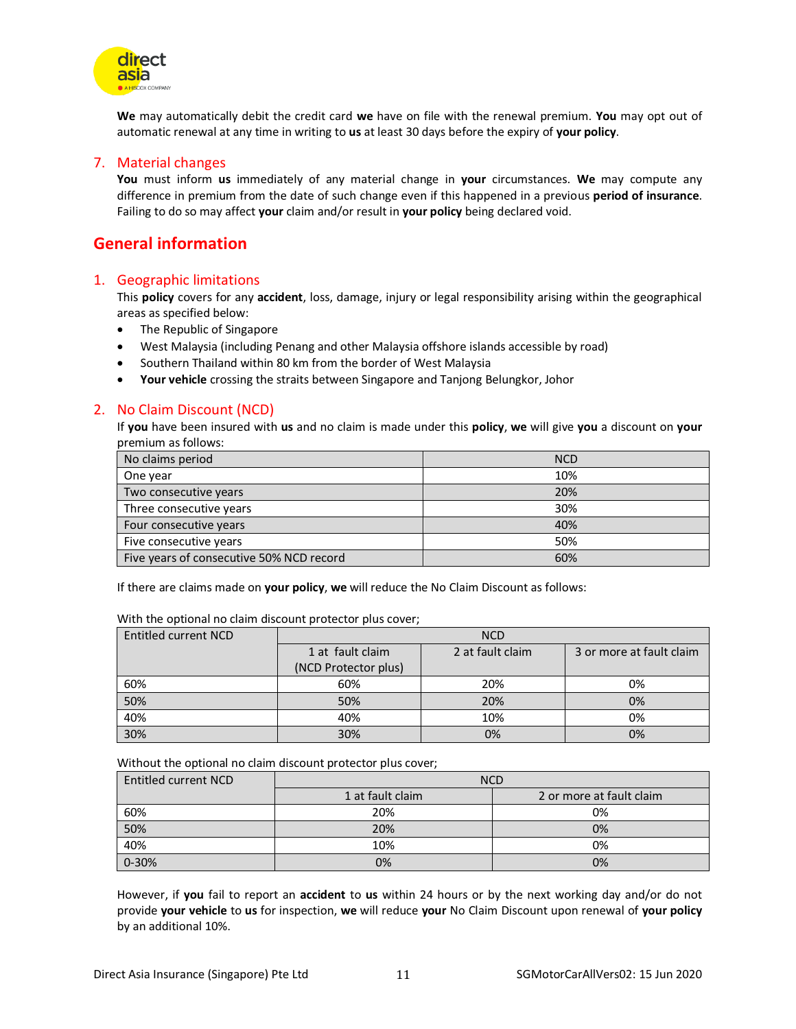**We** may automatically debit the credit card **we** have on file with the renewal premium. **You** may opt out of automatic renewal at any time in writing to **us** at least 30 days before the expiry of **your policy**.

### 7. Material changes

**You** must inform **us** immediately of any material change in **your** circumstances. **We** may compute any difference in premium from the date of such change even if this happened in a previous **period of insurance**. Failing to do so may affect **your** claim and/or result in **your policy** being declared void.

## General information

### 1. Geographic limitations

This **policy** covers for any **accident**, loss, damage, injury or legal responsibility arising within the geographical areas as specified below:

- The Republic of Singapore
- West Malaysia (including Penang and other Malaysia offshore islands accessible by road)
- Southern Thailand within 80 km from the border of West Malaysia
- **Your vehicle** crossing the straits between Singapore and Tanjong Belungkor, Johor

### 2. No Claim Discount (NCD)

If **you** have been insured with **us** and no claim is made under this **policy**, **we** will give **you** a discount on **your** premium as follows:

| No claims period | NCD |
|---|---|
| One year | 10% |
| Two consecutive years | 20% |
| Three consecutive years | 30% |
| Four consecutive years | 40% |
| Five consecutive years | 50% |
| Five years of consecutive 50% NCD record | 60% |

If there are claims made on **your policy**, **we** will reduce the No Claim Discount as follows:

With the optional no claim discount protector plus cover;

| Entitled current NCD | NCD | | |
|---|---|---|---|
| | 1 at fault claim (NCD Protector plus) | 2 at fault claim | 3 or more at fault claim |
| 60% | 60% | 20% | 0% |
| 50% | 50% | 20% | 0% |
| 40% | 40% | 10% | 0% |
| 30% | 30% | 0% | 0% |

Without the optional no claim discount protector plus cover;

| Entitled current NCD | NCD | |
|---|---|---|
| | 1 at fault claim | 2 or more at fault claim |
| 60% | 20% | 0% |
| 50% | 20% | 0% |
| 40% | 10% | 0% |
| 0-30% | 0% | 0% |

However, if **you** fail to report an **accident** to **us** within 24 hours or by the next working day and/or do not provide **your vehicle** to **us** for inspection, **we** will reduce **your** No Claim Discount upon renewal of **your policy** by an additional 10%.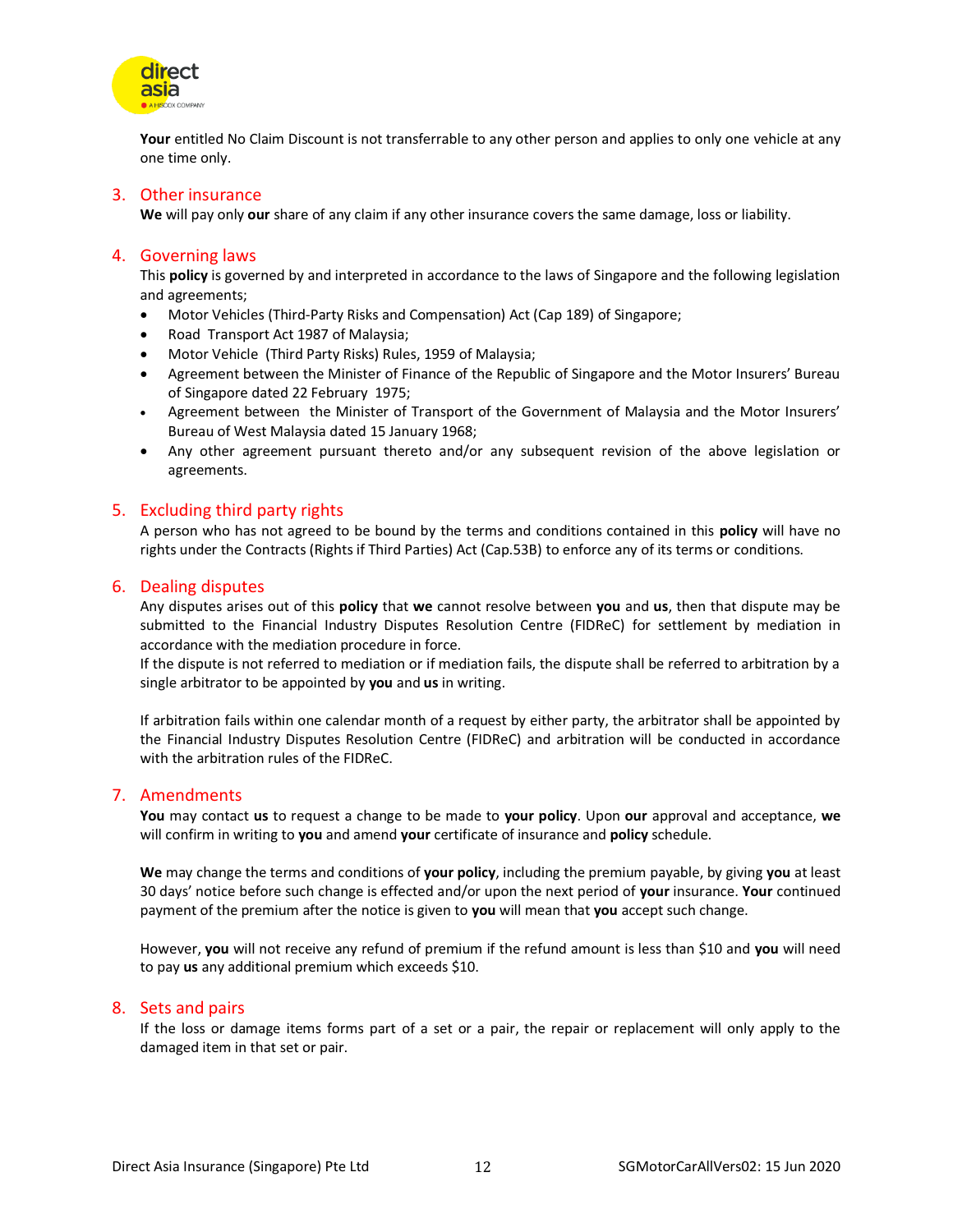**Your** entitled No Claim Discount is not transferrable to any other person and applies to only one vehicle at any one time only.

## 3. Other insurance

**We** will pay only **our** share of any claim if any other insurance covers the same damage, loss or liability.

## 4. Governing laws

This **policy** is governed by and interpreted in accordance to the laws of Singapore and the following legislation and agreements;

- Motor Vehicles (Third-Party Risks and Compensation) Act (Cap 189) of Singapore;
- Road Transport Act 1987 of Malaysia;
- Motor Vehicle (Third Party Risks) Rules, 1959 of Malaysia;
- Agreement between the Minister of Finance of the Republic of Singapore and the Motor Insurers' Bureau of Singapore dated 22 February 1975;
- Agreement between the Minister of Transport of the Government of Malaysia and the Motor Insurers' Bureau of West Malaysia dated 15 January 1968;
- Any other agreement pursuant thereto and/or any subsequent revision of the above legislation or agreements.

## 5. Excluding third party rights

A person who has not agreed to be bound by the terms and conditions contained in this **policy** will have no rights under the Contracts (Rights if Third Parties) Act (Cap.53B) to enforce any of its terms or conditions.

## 6. Dealing disputes

Any disputes arises out of this **policy** that **we** cannot resolve between **you** and **us**, then that dispute may be submitted to the Financial Industry Disputes Resolution Centre (FIDReC) for settlement by mediation in accordance with the mediation procedure in force.

If the dispute is not referred to mediation or if mediation fails, the dispute shall be referred to arbitration by a single arbitrator to be appointed by **you** and **us** in writing.

If arbitration fails within one calendar month of a request by either party, the arbitrator shall be appointed by the Financial Industry Disputes Resolution Centre (FIDReC) and arbitration will be conducted in accordance with the arbitration rules of the FIDReC.

## 7. Amendments

**You** may contact **us** to request a change to be made to **your policy**. Upon **our** approval and acceptance, **we** will confirm in writing to **you** and amend **your** certificate of insurance and **policy** schedule.

**We** may change the terms and conditions of **your policy**, including the premium payable, by giving **you** at least 30 days' notice before such change is effected and/or upon the next period of **your** insurance. **Your** continued payment of the premium after the notice is given to **you** will mean that **you** accept such change.

However, **you** will not receive any refund of premium if the refund amount is less than $10 and **you** will need to pay **us** any additional premium which exceeds $10.

## 8. Sets and pairs

If the loss or damage items forms part of a set or a pair, the repair or replacement will only apply to the damaged item in that set or pair.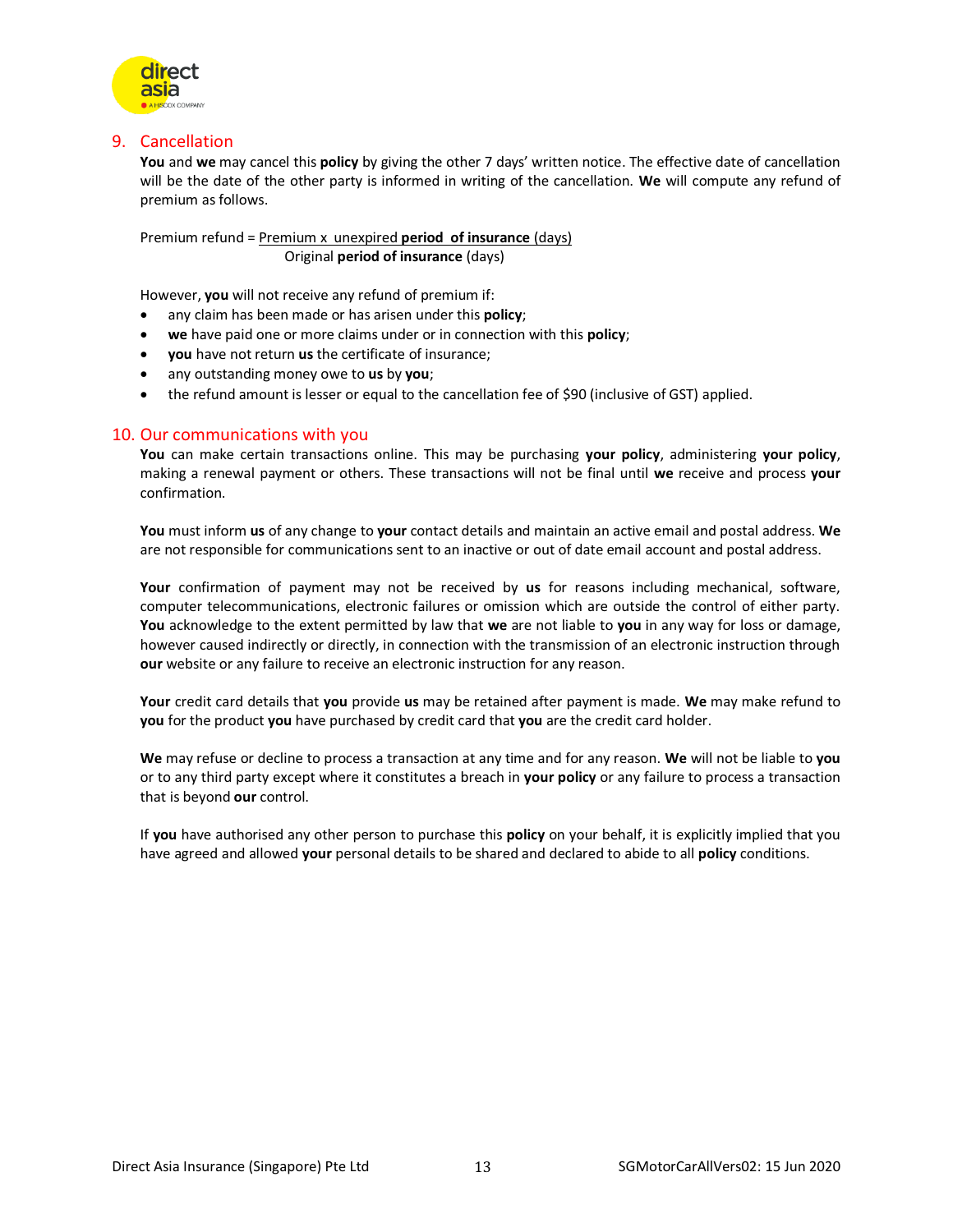## 9. Cancellation

**You** and **we** may cancel this **policy** by giving the other 7 days' written notice. The effective date of cancellation will be the date of the other party is informed in writing of the cancellation. **We** will compute any refund of premium as follows.

$$\text{Premium refund} = \frac{\text{Premium x unexpired } \textbf{period of insurance} \text{ (days)}}{\text{Original } \textbf{period of insurance} \text{ (days)}}$$

However, **you** will not receive any refund of premium if:

- any claim has been made or has arisen under this **policy**;
- **we** have paid one or more claims under or in connection with this **policy**;
- **you** have not return **us** the certificate of insurance;
- any outstanding money owe to **us** by **you**;
- the refund amount is lesser or equal to the cancellation fee of $90 (inclusive of GST) applied.

## 10. Our communications with you

**You** can make certain transactions online. This may be purchasing **your policy**, administering **your policy**, making a renewal payment or others. These transactions will not be final until **we** receive and process **your** confirmation.

**You** must inform **us** of any change to **your** contact details and maintain an active email and postal address. **We** are not responsible for communications sent to an inactive or out of date email account and postal address.

**Your** confirmation of payment may not be received by **us** for reasons including mechanical, software, computer telecommunications, electronic failures or omission which are outside the control of either party. **You** acknowledge to the extent permitted by law that **we** are not liable to **you** in any way for loss or damage, however caused indirectly or directly, in connection with the transmission of an electronic instruction through **our** website or any failure to receive an electronic instruction for any reason.

**Your** credit card details that **you** provide **us** may be retained after payment is made. **We** may make refund to **you** for the product **you** have purchased by credit card that **you** are the credit card holder.

**We** may refuse or decline to process a transaction at any time and for any reason. **We** will not be liable to **you** or to any third party except where it constitutes a breach in **your policy** or any failure to process a transaction that is beyond **our** control.

If **you** have authorised any other person to purchase this **policy** on your behalf, it is explicitly implied that you have agreed and allowed **your** personal details to be shared and declared to abide to all **policy** conditions.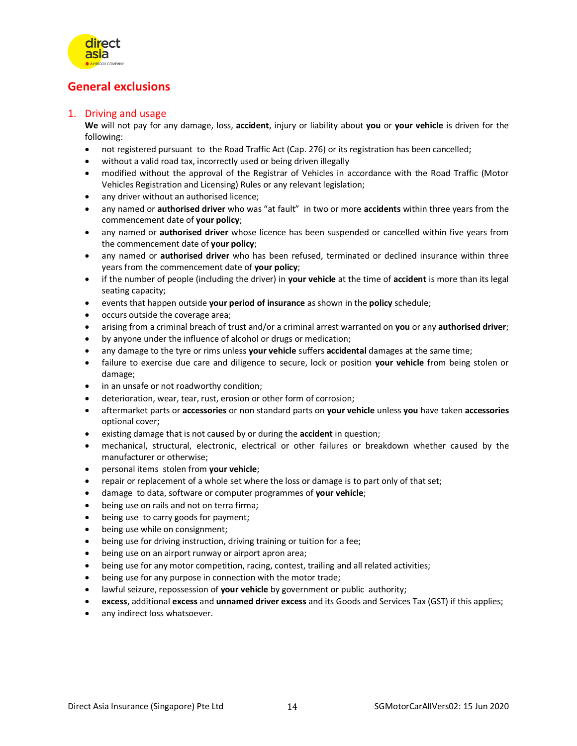## General exclusions

### 1. Driving and usage

**We** will not pay for any damage, loss, **accident**, injury or liability about **you** or **your vehicle** is driven for the following:

- not registered pursuant to the Road Traffic Act (Cap. 276) or its registration has been cancelled;
- without a valid road tax, incorrectly used or being driven illegally
- modified without the approval of the Registrar of Vehicles in accordance with the Road Traffic (Motor Vehicles Registration and Licensing) Rules or any relevant legislation;
- any driver without an authorised licence;
- any named or **authorised driver** who was "at fault" in two or more **accidents** within three years from the commencement date of **your policy**;
- any named or **authorised driver** whose licence has been suspended or cancelled within five years from the commencement date of **your policy**;
- any named or **authorised driver** who has been refused, terminated or declined insurance within three years from the commencement date of **your policy**;
- if the number of people (including the driver) in **your vehicle** at the time of **accident** is more than its legal seating capacity;
- events that happen outside **your period of insurance** as shown in the **policy** schedule;
- occurs outside the coverage area;
- arising from a criminal breach of trust and/or a criminal arrest warranted on **you** or any **authorised driver**;
- by anyone under the influence of alcohol or drugs or medication;
- any damage to the tyre or rims unless **your vehicle** suffers **accidental** damages at the same time;
- failure to exercise due care and diligence to secure, lock or position **your vehicle** from being stolen or damage;
- in an unsafe or not roadworthy condition;
- deterioration, wear, tear, rust, erosion or other form of corrosion;
- aftermarket parts or **accessories** or non standard parts on **your vehicle** unless **you** have taken **accessories** optional cover;
- existing damage that is not caused by or during the **accident** in question;
- mechanical, structural, electronic, electrical or other failures or breakdown whether caused by the manufacturer or otherwise;
- personal items stolen from **your vehicle**;
- repair or replacement of a whole set where the loss or damage is to part only of that set;
- damage to data, software or computer programmes of **your vehicle**;
- being use on rails and not on terra firma;
- being use to carry goods for payment;
- being use while on consignment;
- being use for driving instruction, driving training or tuition for a fee;
- being use on an airport runway or airport apron area;
- being use for any motor competition, racing, contest, trailing and all related activities;
- being use for any purpose in connection with the motor trade;
- lawful seizure, repossession of **your vehicle** by government or public authority;
- **excess**, additional **excess** and **unnamed driver excess** and its Goods and Services Tax (GST) if this applies;
- any indirect loss whatsoever.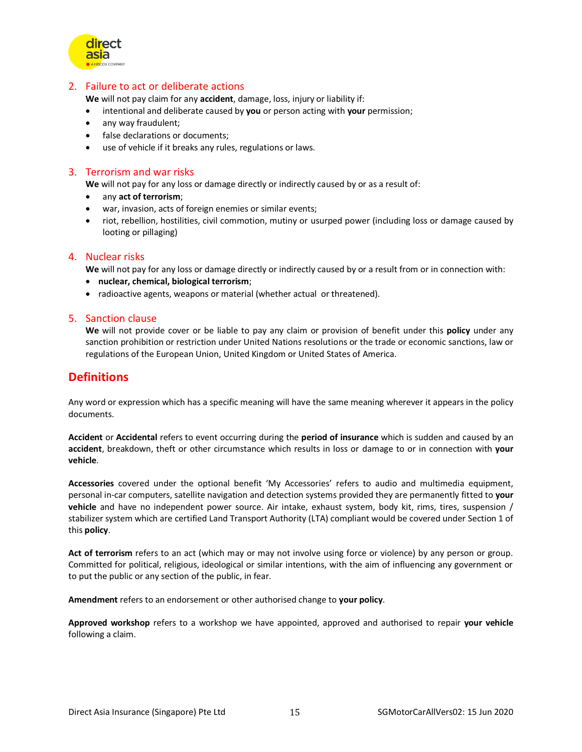## 2. Failure to act or deliberate actions

**We** will not pay claim for any **accident**, damage, loss, injury or liability if:

- intentional and deliberate caused by **you** or person acting with **your** permission;
- any way fraudulent;
- false declarations or documents;
- use of vehicle if it breaks any rules, regulations or laws.

## 3. Terrorism and war risks

**We** will not pay for any loss or damage directly or indirectly caused by or as a result of:

- any **act of terrorism**;
- war, invasion, acts of foreign enemies or similar events;
- riot, rebellion, hostilities, civil commotion, mutiny or usurped power (including loss or damage caused by looting or pillaging)

## 4. Nuclear risks

**We** will not pay for any loss or damage directly or indirectly caused by or a result from or in connection with:

- **nuclear, chemical, biological terrorism**;
- radioactive agents, weapons or material (whether actual or threatened).

## 5. Sanction clause

**We** will not provide cover or be liable to pay any claim or provision of benefit under this **policy** under any sanction prohibition or restriction under United Nations resolutions or the trade or economic sanctions, law or regulations of the European Union, United Kingdom or United States of America.

# Definitions

Any word or expression which has a specific meaning will have the same meaning wherever it appears in the policy documents.

**Accident** or **Accidental** refers to event occurring during the **period of insurance** which is sudden and caused by an **accident**, breakdown, theft or other circumstance which results in loss or damage to or in connection with **your vehicle**.

**Accessories** covered under the optional benefit 'My Accessories' refers to audio and multimedia equipment, personal in-car computers, satellite navigation and detection systems provided they are permanently fitted to **your vehicle** and have no independent power source. Air intake, exhaust system, body kit, rims, tires, suspension / stabilizer system which are certified Land Transport Authority (LTA) compliant would be covered under Section 1 of this **policy**.

**Act of terrorism** refers to an act (which may or may not involve using force or violence) by any person or group. Committed for political, religious, ideological or similar intentions, with the aim of influencing any government or to put the public or any section of the public, in fear.

**Amendment** refers to an endorsement or other authorised change to **your policy**.

**Approved workshop** refers to a workshop we have appointed, approved and authorised to repair **your vehicle** following a claim.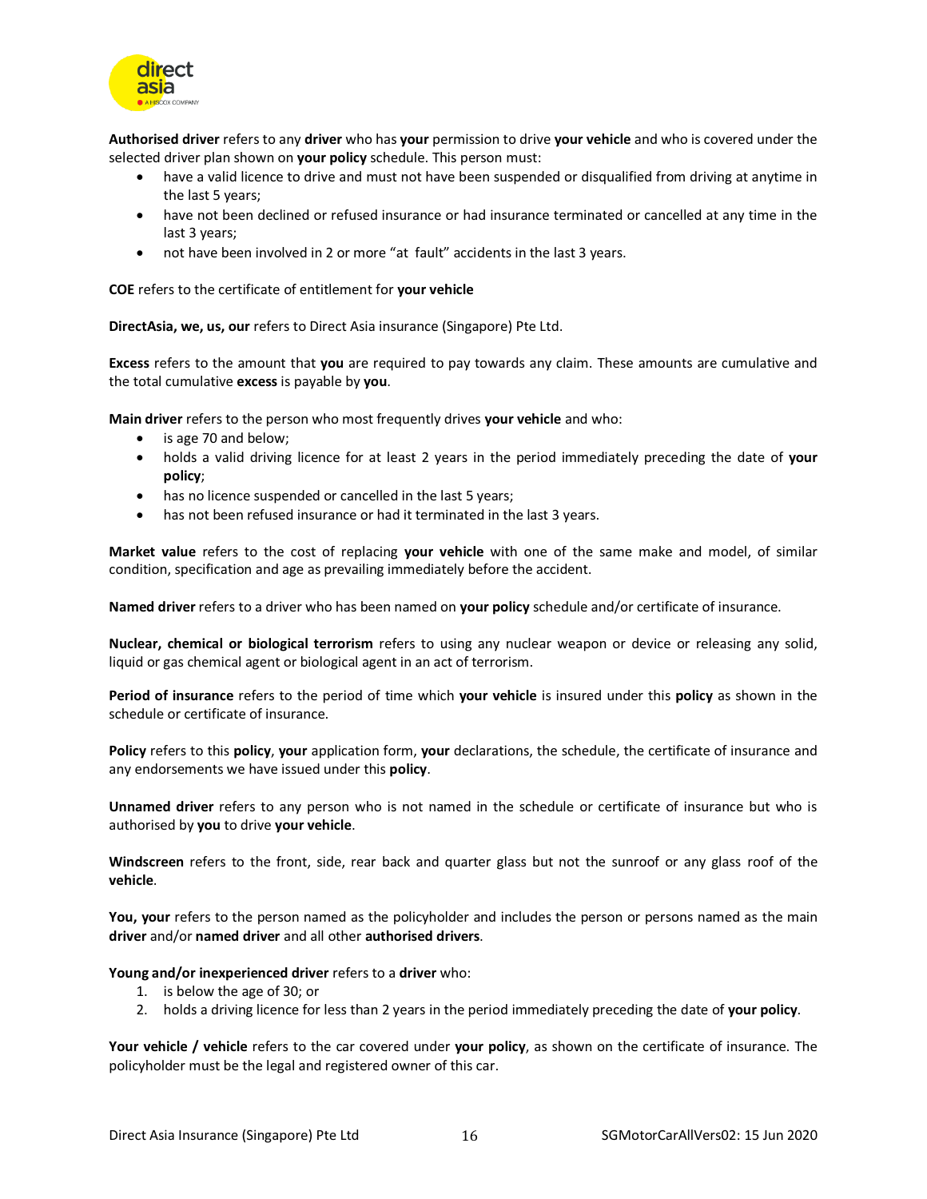**Authorised driver** refers to any **driver** who has **your** permission to drive **your vehicle** and who is covered under the selected driver plan shown on **your policy** schedule. This person must:

- have a valid licence to drive and must not have been suspended or disqualified from driving at anytime in the last 5 years;
- have not been declined or refused insurance or had insurance terminated or cancelled at any time in the last 3 years;
- not have been involved in 2 or more "at fault" accidents in the last 3 years.

**COE** refers to the certificate of entitlement for **your vehicle**

**DirectAsia, we, us, our** refers to Direct Asia insurance (Singapore) Pte Ltd.

**Excess** refers to the amount that **you** are required to pay towards any claim. These amounts are cumulative and the total cumulative **excess** is payable by **you**.

**Main driver** refers to the person who most frequently drives **your vehicle** and who:

- is age 70 and below;
- holds a valid driving licence for at least 2 years in the period immediately preceding the date of **your policy**;
- has no licence suspended or cancelled in the last 5 years;
- has not been refused insurance or had it terminated in the last 3 years.

**Market value** refers to the cost of replacing **your vehicle** with one of the same make and model, of similar condition, specification and age as prevailing immediately before the accident.

**Named driver** refers to a driver who has been named on **your policy** schedule and/or certificate of insurance.

**Nuclear, chemical or biological terrorism** refers to using any nuclear weapon or device or releasing any solid, liquid or gas chemical agent or biological agent in an act of terrorism.

**Period of insurance** refers to the period of time which **your vehicle** is insured under this **policy** as shown in the schedule or certificate of insurance.

**Policy** refers to this **policy**, **your** application form, **your** declarations, the schedule, the certificate of insurance and any endorsements we have issued under this **policy**.

**Unnamed driver** refers to any person who is not named in the schedule or certificate of insurance but who is authorised by **you** to drive **your vehicle**.

**Windscreen** refers to the front, side, rear back and quarter glass but not the sunroof or any glass roof of the **vehicle**.

**You, your** refers to the person named as the policyholder and includes the person or persons named as the main **driver** and/or **named driver** and all other **authorised drivers**.

**Young and/or inexperienced driver** refers to a **driver** who:

1. is below the age of 30; or
2. holds a driving licence for less than 2 years in the period immediately preceding the date of **your policy**.

**Your vehicle / vehicle** refers to the car covered under **your policy**, as shown on the certificate of insurance. The policyholder must be the legal and registered owner of this car.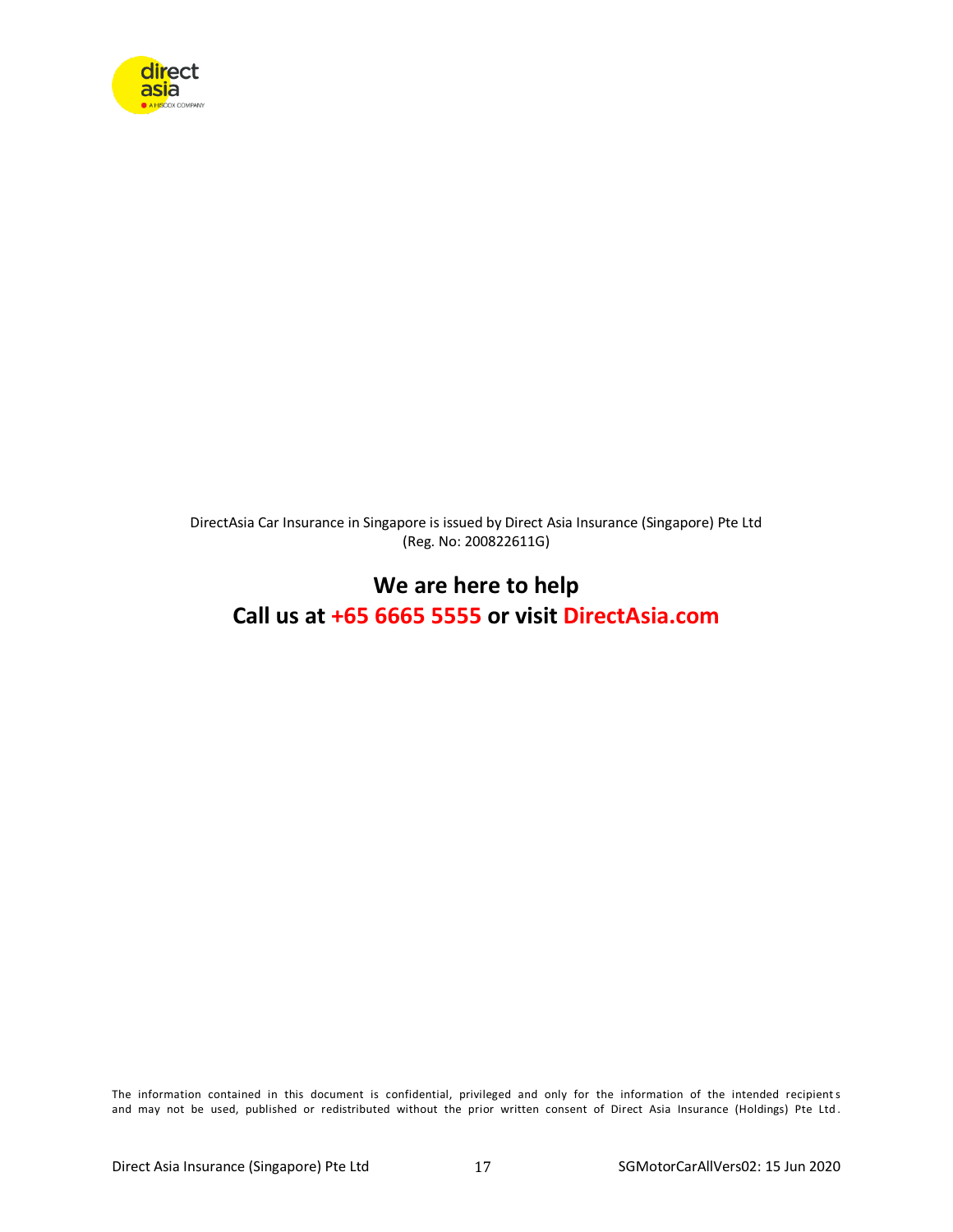DirectAsia Car Insurance in Singapore is issued by Direct Asia Insurance (Singapore) Pte Ltd (Reg. No: 200822611G)

## We are here to help

## Call us at +65 6665 5555 or visit DirectAsia.com

The information contained in this document is confidential, privileged and only for the information of the intended recipients and may not be used, published or redistributed without the prior written consent of Direct Asia Insurance (Holdings) Pte Ltd.